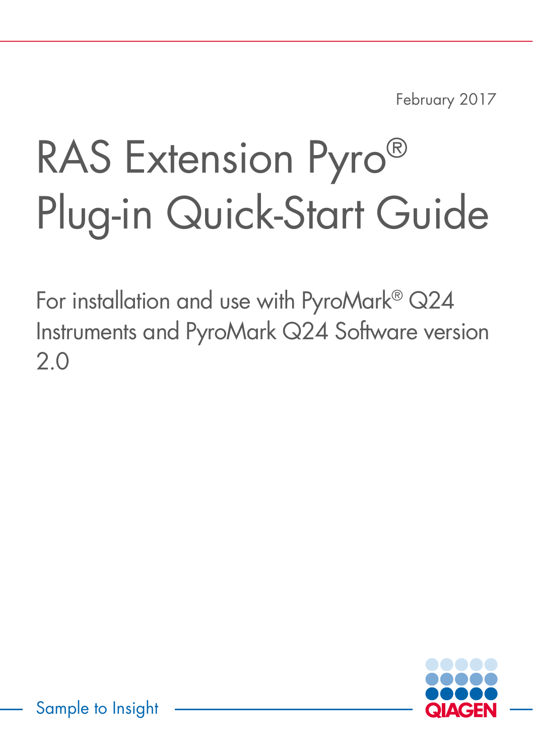February 2017

# RAS Extension Pyro® Plug-in Quick-Start Guide

For installation and use with PyroMark® Q24 Instruments and PyroMark Q24 Software version 2.0

Sample to Insight

QIAGEN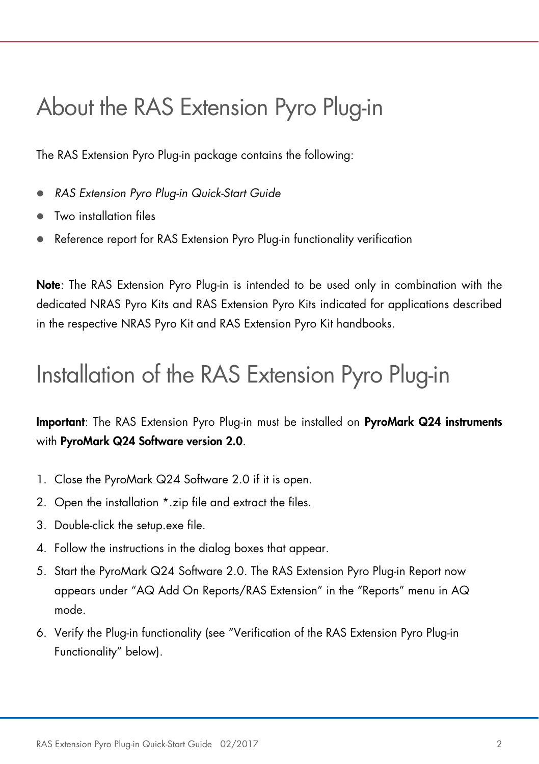# About the RAS Extension Pyro Plug-in

The RAS Extension Pyro Plug-in package contains the following:

- *RAS Extension Pyro Plug-in Quick-Start Guide*
- Two installation files
- Reference report for RAS Extension Pyro Plug-in functionality verification

**Note**: The RAS Extension Pyro Plug-in is intended to be used only in combination with the dedicated NRAS Pyro Kits and RAS Extension Pyro Kits indicated for applications described in the respective NRAS Pyro Kit and RAS Extension Pyro Kit handbooks.

# Installation of the RAS Extension Pyro Plug-in

**Important**: The RAS Extension Pyro Plug-in must be installed on **PyroMark Q24 instruments** with **PyroMark Q24 Software version 2.0**.

1. Close the PyroMark Q24 Software 2.0 if it is open.
2. Open the installation *.zip file and extract the files.
3. Double-click the setup.exe file.
4. Follow the instructions in the dialog boxes that appear.
5. Start the PyroMark Q24 Software 2.0. The RAS Extension Pyro Plug-in Report now appears under "AQ Add On Reports/RAS Extension" in the "Reports" menu in AQ mode.
6. Verify the Plug-in functionality (see "Verification of the RAS Extension Pyro Plug-in Functionality" below).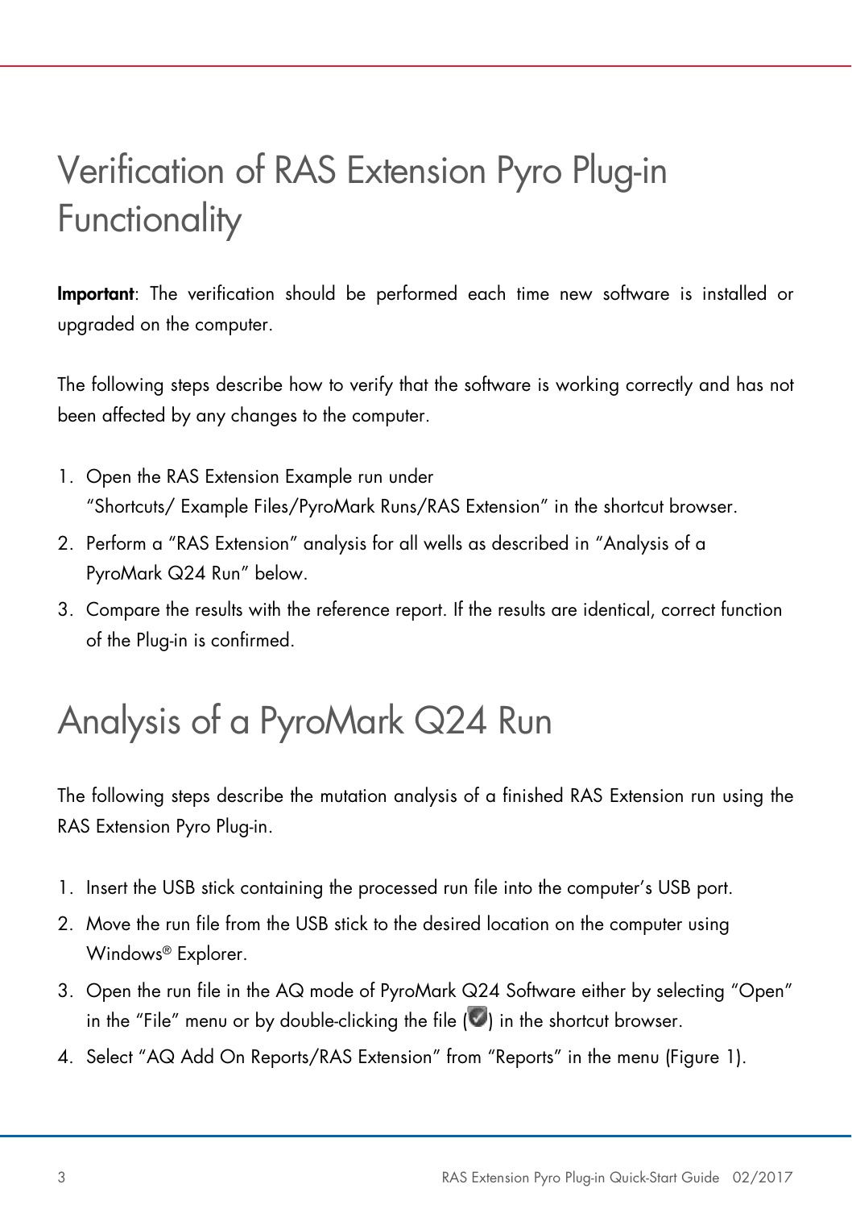# Verification of RAS Extension Pyro Plug-in Functionality

**Important**: The verification should be performed each time new software is installed or upgraded on the computer.

The following steps describe how to verify that the software is working correctly and has not been affected by any changes to the computer.

1. Open the RAS Extension Example run under "Shortcuts/ Example Files/PyroMark Runs/RAS Extension" in the shortcut browser.
2. Perform a "RAS Extension" analysis for all wells as described in "Analysis of a PyroMark Q24 Run" below.
3. Compare the results with the reference report. If the results are identical, correct function of the Plug-in is confirmed.

# Analysis of a PyroMark Q24 Run

The following steps describe the mutation analysis of a finished RAS Extension run using the RAS Extension Pyro Plug-in.

1. Insert the USB stick containing the processed run file into the computer's USB port.
2. Move the run file from the USB stick to the desired location on the computer using Windows® Explorer.
3. Open the run file in the AQ mode of PyroMark Q24 Software either by selecting "Open" in the "File" menu or by double-clicking the file ( ) in the shortcut browser.
4. Select "AQ Add On Reports/RAS Extension" from "Reports" in the menu (Figure 1).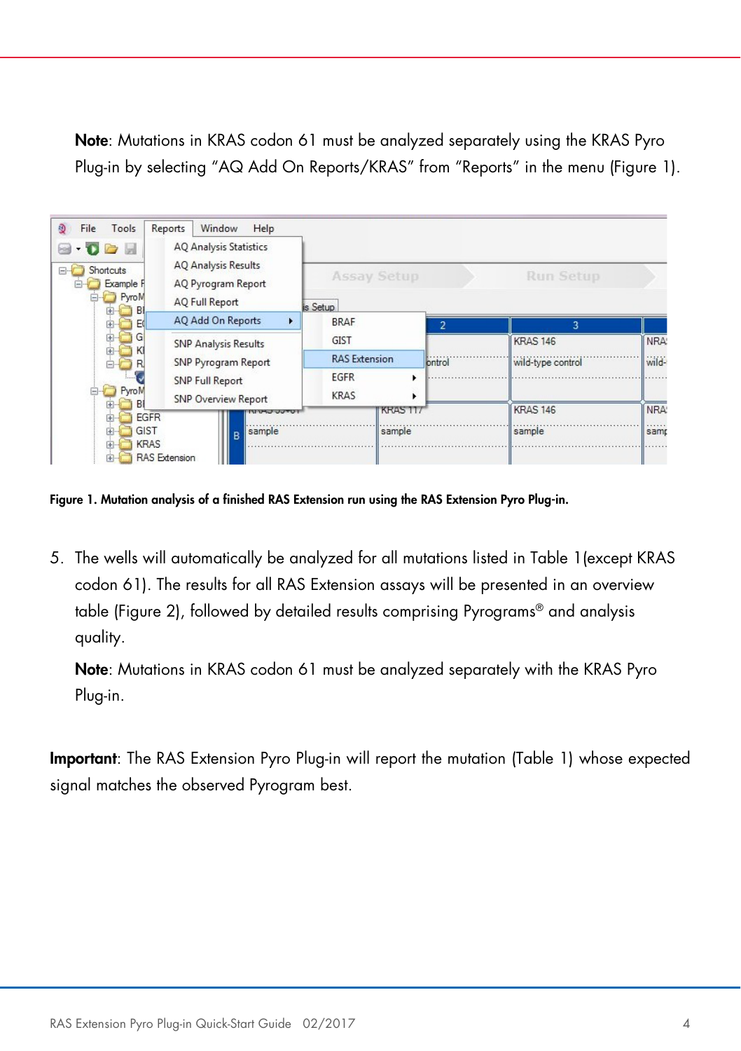**Note**: Mutations in KRAS codon 61 must be analyzed separately using the KRAS Pyro Plug-in by selecting “AQ Add On Reports/KRAS” from “Reports” in the menu (Figure 1).

**Figure 1. Mutation analysis of a finished RAS Extension run using the RAS Extension Pyro Plug-in.**

5. The wells will automatically be analyzed for all mutations listed in Table 1(except KRAS codon 61). The results for all RAS Extension assays will be presented in an overview table (Figure 2), followed by detailed results comprising Pyrograms® and analysis quality.

   **Note**: Mutations in KRAS codon 61 must be analyzed separately with the KRAS Pyro Plug-in.

**Important**: The RAS Extension Pyro Plug-in will report the mutation (Table 1) whose expected signal matches the observed Pyrogram best.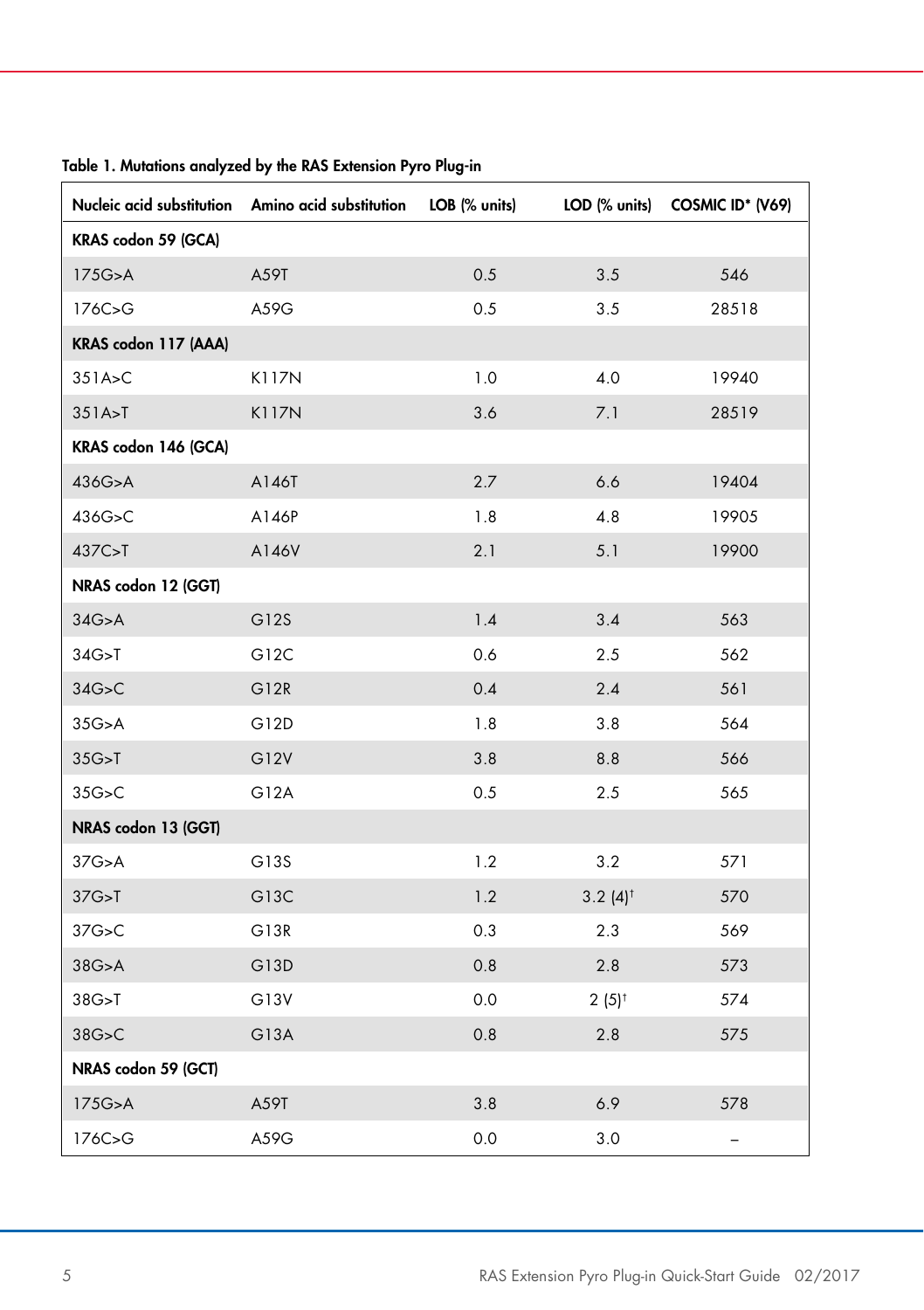**Table 1. Mutations analyzed by the RAS Extension Pyro Plug-in**

| Nucleic acid substitution | Amino acid substitution | LOB (% units) | LOD (% units) | COSMIC ID* (V69) |
|---|---|---|---|---|
| **KRAS codon 59 (GCA)** | | | | |
| 175G>A | A59T | 0.5 | 3.5 | 546 |
| 176C>G | A59G | 0.5 | 3.5 | 28518 |
| **KRAS codon 117 (AAA)** | | | | |
| 351A>C | K117N | 1.0 | 4.0 | 19940 |
| 351A>T | K117N | 3.6 | 7.1 | 28519 |
| **KRAS codon 146 (GCA)** | | | | |
| 436G>A | A146T | 2.7 | 6.6 | 19404 |
| 436G>C | A146P | 1.8 | 4.8 | 19905 |
| 437C>T | A146V | 2.1 | 5.1 | 19900 |
| **NRAS codon 12 (GGT)** | | | | |
| 34G>A | G12S | 1.4 | 3.4 | 563 |
| 34G>T | G12C | 0.6 | 2.5 | 562 |
| 34G>C | G12R | 0.4 | 2.4 | 561 |
| 35G>A | G12D | 1.8 | 3.8 | 564 |
| 35G>T | G12V | 3.8 | 8.8 | 566 |
| 35G>C | G12A | 0.5 | 2.5 | 565 |
| **NRAS codon 13 (GGT)** | | | | |
| 37G>A | G13S | 1.2 | 3.2 | 571 |
| 37G>T | G13C | 1.2 | 3.2 (4)† | 570 |
| 37G>C | G13R | 0.3 | 2.3 | 569 |
| 38G>A | G13D | 0.8 | 2.8 | 573 |
| 38G>T | G13V | 0.0 | 2 (5)† | 574 |
| 38G>C | G13A | 0.8 | 2.8 | 575 |
| **NRAS codon 59 (GCT)** | | | | |
| 175G>A | A59T | 3.8 | 6.9 | 578 |
| 176C>G | A59G | 0.0 | 3.0 | – |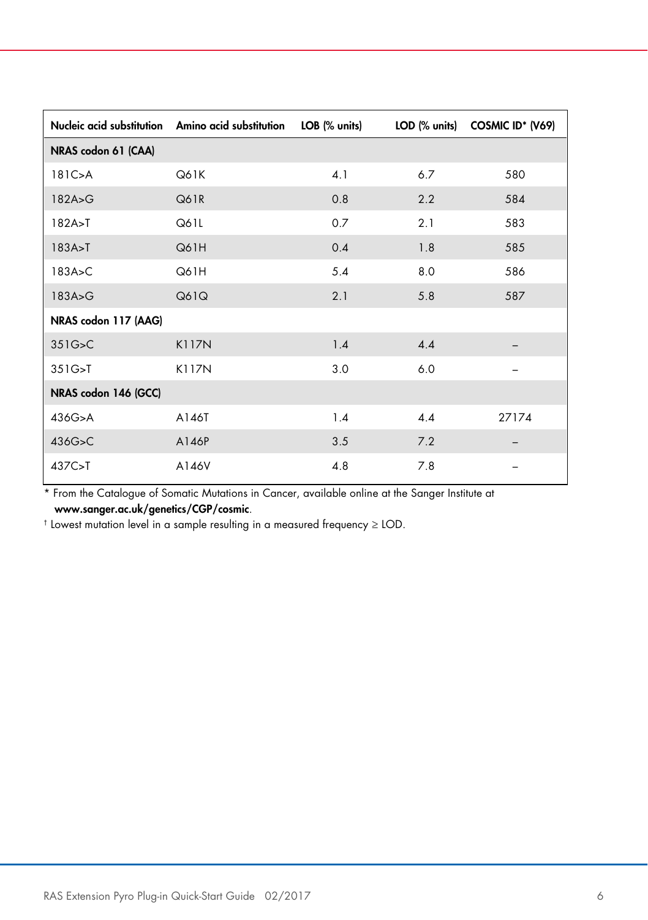| Nucleic acid substitution | Amino acid substitution | LOB (% units) | LOD (% units) | COSMIC ID* (V69) |
|---|---|---|---|---|
| **NRAS codon 61 (CAA)** | | | | |
| 181C>A | Q61K | 4.1 | 6.7 | 580 |
| 182A>G | Q61R | 0.8 | 2.2 | 584 |
| 182A>T | Q61L | 0.7 | 2.1 | 583 |
| 183A>T | Q61H | 0.4 | 1.8 | 585 |
| 183A>C | Q61H | 5.4 | 8.0 | 586 |
| 183A>G | Q61Q | 2.1 | 5.8 | 587 |
| **NRAS codon 117 (AAG)** | | | | |
| 351G>C | K117N | 1.4 | 4.4 | – |
| 351G>T | K117N | 3.0 | 6.0 | – |
| **NRAS codon 146 (GCC)** | | | | |
| 436G>A | A146T | 1.4 | 4.4 | 27174 |
| 436G>C | A146P | 3.5 | 7.2 | – |
| 437C>T | A146V | 4.8 | 7.8 | – |

\* From the Catalogue of Somatic Mutations in Cancer, available online at the Sanger Institute at **www.sanger.ac.uk/genetics/CGP/cosmic**.

† Lowest mutation level in a sample resulting in a measured frequency ≥ LOD.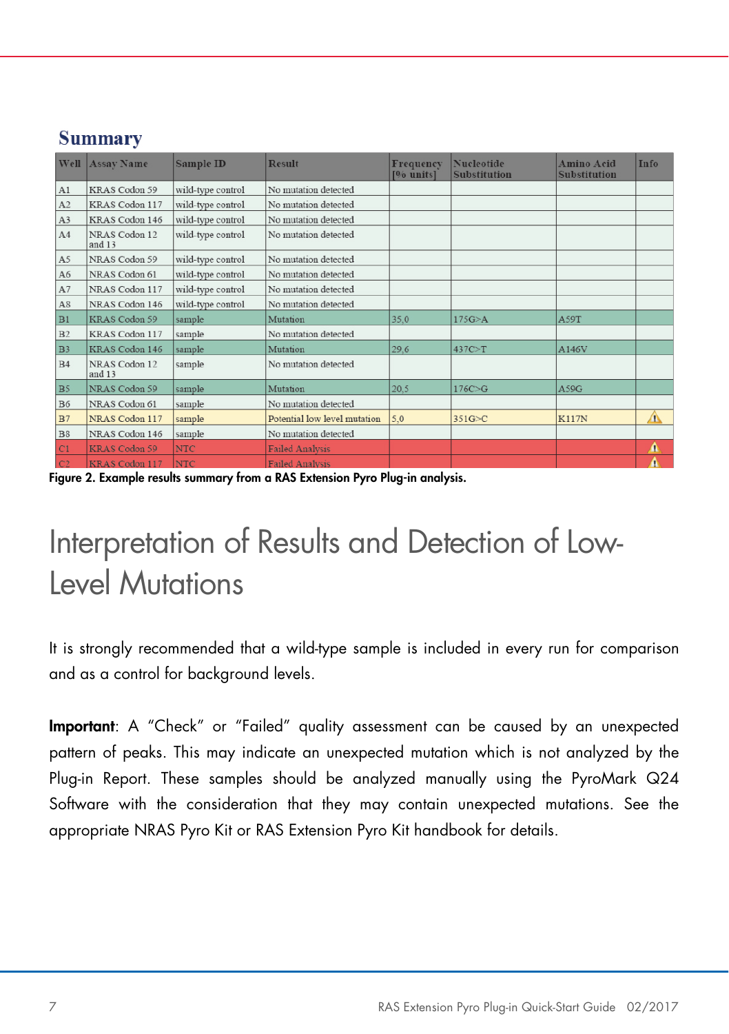**Summary**

| Well | Assay Name | Sample ID | Result | Frequency [% units] | Nucleotide Substitution | Amino Acid Substitution | Info |
|---|---|---|---|---|---|---|---|
| A1 | KRAS Codon 59 | wild-type control | No mutation detected | | | | |
| A2 | KRAS Codon 117 | wild-type control | No mutation detected | | | | |
| A3 | KRAS Codon 146 | wild-type control | No mutation detected | | | | |
| A4 | NRAS Codon 12 and 13 | wild-type control | No mutation detected | | | | |
| A5 | NRAS Codon 59 | wild-type control | No mutation detected | | | | |
| A6 | NRAS Codon 61 | wild-type control | No mutation detected | | | | |
| A7 | NRAS Codon 117 | wild-type control | No mutation detected | | | | |
| A8 | NRAS Codon 146 | wild-type control | No mutation detected | | | | |
| B1 | KRAS Codon 59 | sample | Mutation | 35,0 | 175G>A | A59T | |
| B2 | KRAS Codon 117 | sample | No mutation detected | | | | |
| B3 | KRAS Codon 146 | sample | Mutation | 29,6 | 437C>T | A146V | |
| B4 | NRAS Codon 12 and 13 | sample | No mutation detected | | | | |
| B5 | NRAS Codon 59 | sample | Mutation | 20,5 | 176C>G | A59G | |
| B6 | NRAS Codon 61 | sample | No mutation detected | | | | |
| B7 | NRAS Codon 117 | sample | Potential low level mutation | 5,0 | 351G>C | K117N | ⚠ |
| B8 | NRAS Codon 146 | sample | No mutation detected | | | | |
| C1 | KRAS Codon 59 | NTC | Failed Analysis | | | | ⚠ |
| C2 | KRAS Codon 117 | NTC | Failed Analysis | | | | ⚠ |

**Figure 2. Example results summary from a RAS Extension Pyro Plug-in analysis.**

# Interpretation of Results and Detection of Low-Level Mutations

It is strongly recommended that a wild-type sample is included in every run for comparison and as a control for background levels.

**Important**: A "Check" or "Failed" quality assessment can be caused by an unexpected pattern of peaks. This may indicate an unexpected mutation which is not analyzed by the Plug-in Report. These samples should be analyzed manually using the PyroMark Q24 Software with the consideration that they may contain unexpected mutations. See the appropriate NRAS Pyro Kit or RAS Extension Pyro Kit handbook for details.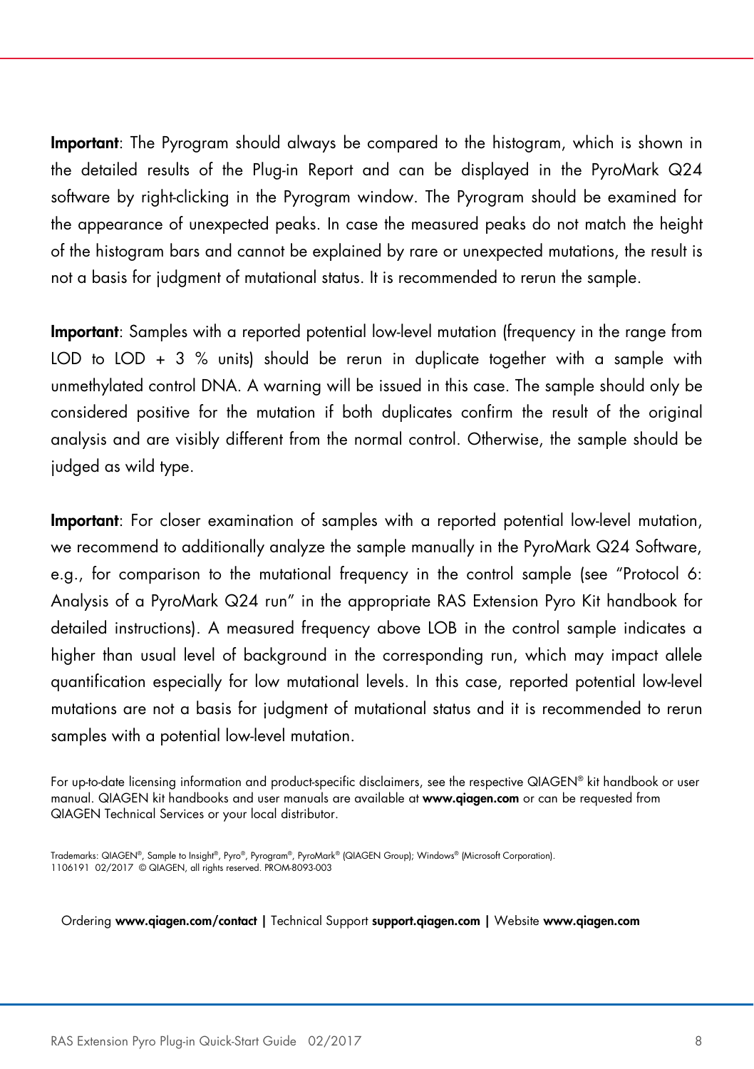**Important**: The Pyrogram should always be compared to the histogram, which is shown in the detailed results of the Plug-in Report and can be displayed in the PyroMark Q24 software by right-clicking in the Pyrogram window. The Pyrogram should be examined for the appearance of unexpected peaks. In case the measured peaks do not match the height of the histogram bars and cannot be explained by rare or unexpected mutations, the result is not a basis for judgment of mutational status. It is recommended to rerun the sample.

**Important**: Samples with a reported potential low-level mutation (frequency in the range from LOD to LOD + 3 % units) should be rerun in duplicate together with a sample with unmethylated control DNA. A warning will be issued in this case. The sample should only be considered positive for the mutation if both duplicates confirm the result of the original analysis and are visibly different from the normal control. Otherwise, the sample should be judged as wild type.

**Important**: For closer examination of samples with a reported potential low-level mutation, we recommend to additionally analyze the sample manually in the PyroMark Q24 Software, e.g., for comparison to the mutational frequency in the control sample (see "Protocol 6: Analysis of a PyroMark Q24 run" in the appropriate RAS Extension Pyro Kit handbook for detailed instructions). A measured frequency above LOB in the control sample indicates a higher than usual level of background in the corresponding run, which may impact allele quantification especially for low mutational levels. In this case, reported potential low-level mutations are not a basis for judgment of mutational status and it is recommended to rerun samples with a potential low-level mutation.

For up-to-date licensing information and product-specific disclaimers, see the respective QIAGEN® kit handbook or user manual. QIAGEN kit handbooks and user manuals are available at **www.qiagen.com** or can be requested from QIAGEN Technical Services or your local distributor.

Trademarks: QIAGEN®, Sample to Insight®, Pyro®, Pyrogram®, PyroMark® (QIAGEN Group); Windows® (Microsoft Corporation).
1106191 02/2017 © QIAGEN, all rights reserved. PROM-8093-003

Ordering **www.qiagen.com/contact** | Technical Support **support.qiagen.com** | Website **www.qiagen.com**